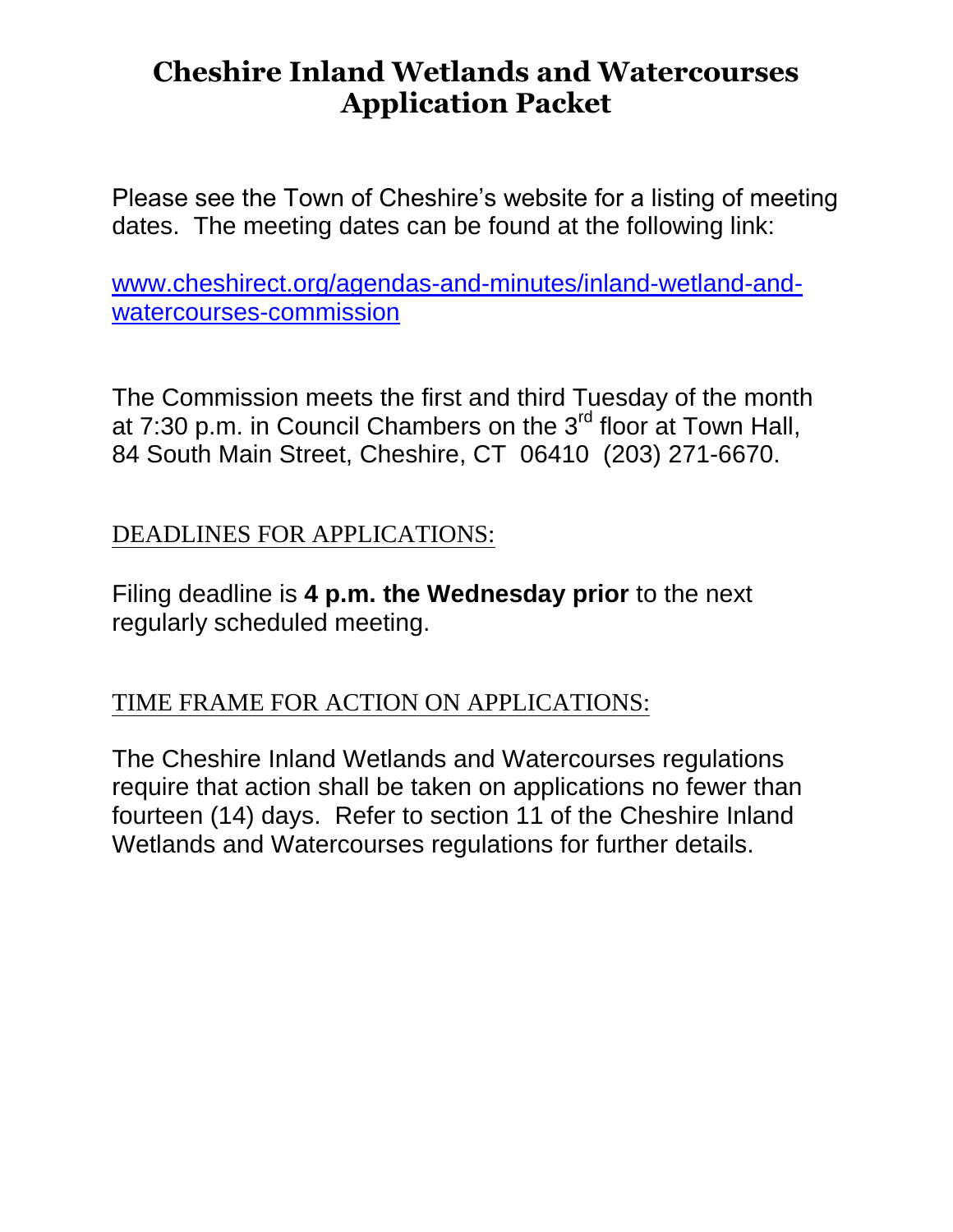# Cheshire Inland Wetlands and Watercourses Application Packet

Please see the Town of Cheshire's website for a listing of meeting dates. The meeting dates can be found at the following link:

[www.cheshirect.org/agendas-and-minutes/inland-wetland-and-watercourses-commission](www.cheshirect.org/agendas-and-minutes/inland-wetland-and-watercourses-commission)

The Commission meets the first and third Tuesday of the month at 7:30 p.m. in Council Chambers on the 3rd floor at Town Hall, 84 South Main Street, Cheshire, CT 06410 (203) 271-6670.

## DEADLINES FOR APPLICATIONS:

Filing deadline is **4 p.m. the Wednesday prior** to the next regularly scheduled meeting.

## TIME FRAME FOR ACTION ON APPLICATIONS:

The Cheshire Inland Wetlands and Watercourses regulations require that action shall be taken on applications no fewer than fourteen (14) days. Refer to section 11 of the Cheshire Inland Wetlands and Watercourses regulations for further details.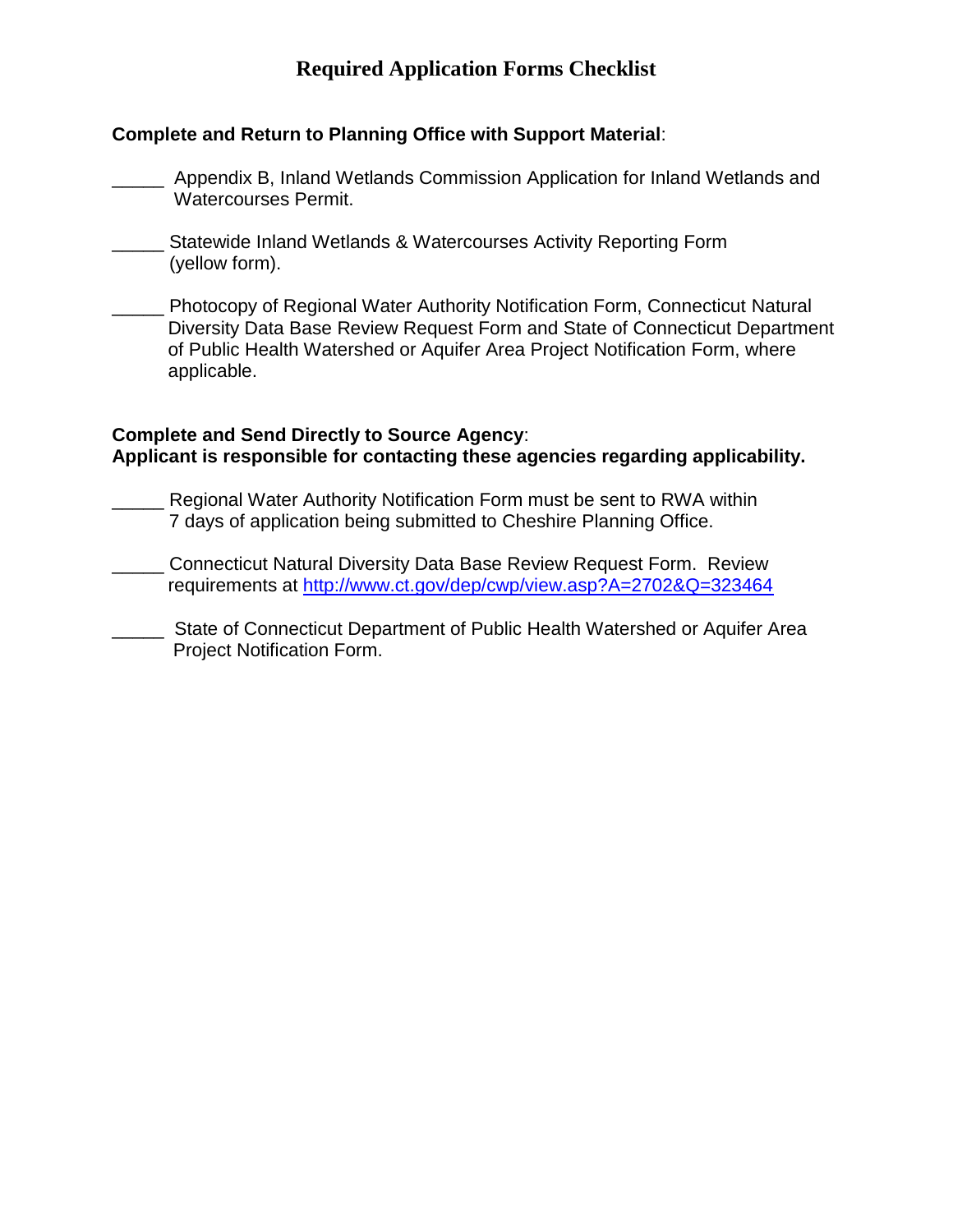# Required Application Forms Checklist

**Complete and Return to Planning Office with Support Material**:

_____ Appendix B, Inland Wetlands Commission Application for Inland Wetlands and Watercourses Permit.

_____ Statewide Inland Wetlands & Watercourses Activity Reporting Form (yellow form).

_____ Photocopy of Regional Water Authority Notification Form, Connecticut Natural Diversity Data Base Review Request Form and State of Connecticut Department of Public Health Watershed or Aquifer Area Project Notification Form, where applicable.

**Complete and Send Directly to Source Agency**:
**Applicant is responsible for contacting these agencies regarding applicability.**

_____ Regional Water Authority Notification Form must be sent to RWA within 7 days of application being submitted to Cheshire Planning Office.

_____ Connecticut Natural Diversity Data Base Review Request Form. Review requirements at [http://www.ct.gov/dep/cwp/view.asp?A=2702&Q=323464](http://www.ct.gov/dep/cwp/view.asp?A=2702&Q=323464)

_____ State of Connecticut Department of Public Health Watershed or Aquifer Area Project Notification Form.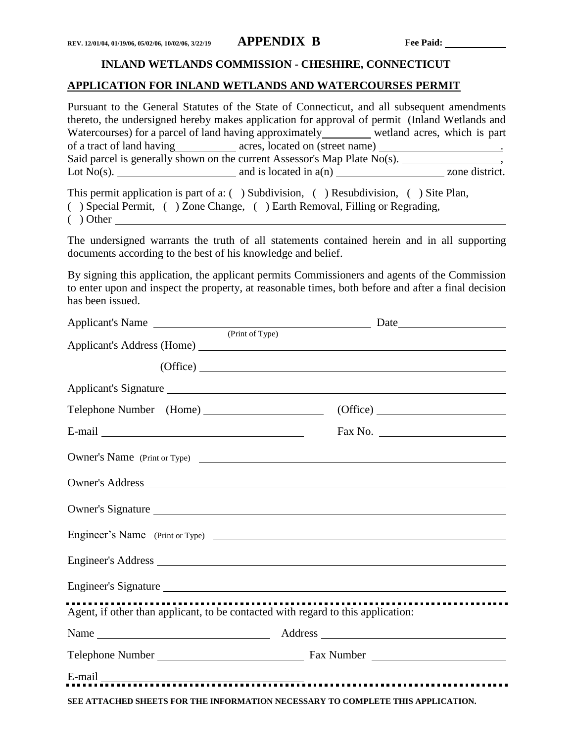REV. 12/01/04, 01/19/06, 05/02/06, 10/02/06, 3/22/19 **APPENDIX B** **Fee Paid:** ___________

## INLAND WETLANDS COMMISSION - CHESHIRE, CONNECTICUT

## APPLICATION FOR INLAND WETLANDS AND WATERCOURSES PERMIT

Pursuant to the General Statutes of the State of Connecticut, and all subsequent amendments thereto, the undersigned hereby makes application for approval of permit (Inland Wetlands and Watercourses) for a parcel of land having approximately________ wetland acres, which is part of a tract of land having__________ acres, located on (street name) ____________________. Said parcel is generally shown on the current Assessor's Map Plate No(s). ________________, Lot No(s). ____________________ and is located in a(n) __________________ zone district.

This permit application is part of a: ( ) Subdivision, ( ) Resubdivision, ( ) Site Plan,
( ) Special Permit, ( ) Zone Change, ( ) Earth Removal, Filling or Regrading,
( ) Other ____________________________________________

The undersigned warrants the truth of all statements contained herein and in all supporting documents according to the best of his knowledge and belief.

By signing this application, the applicant permits Commissioners and agents of the Commission to enter upon and inspect the property, at reasonable times, both before and after a final decision has been issued.

Applicant's Name ____________________________________ Date__________________
(Print of Type)

Applicant's Address (Home) ____________________________________________

(Office) ____________________________________________

Applicant's Signature ____________________________________________

Telephone Number (Home) ____________________ (Office) ____________________

E-mail __________________________________ Fax No. ____________________

Owner's Name (Print or Type) ____________________________________________

Owner's Address ____________________________________________

Owner's Signature ____________________________________________

Engineer's Name (Print or Type) ____________________________________________

Engineer's Address ____________________________________________

Engineer's Signature ____________________________________________

---

Agent, if other than applicant, to be contacted with regard to this application:

Name ____________________________ Address ____________________________

Telephone Number ________________________ Fax Number ________________________

E-mail __________________________________

---

**SEE ATTACHED SHEETS FOR THE INFORMATION NECESSARY TO COMPLETE THIS APPLICATION.**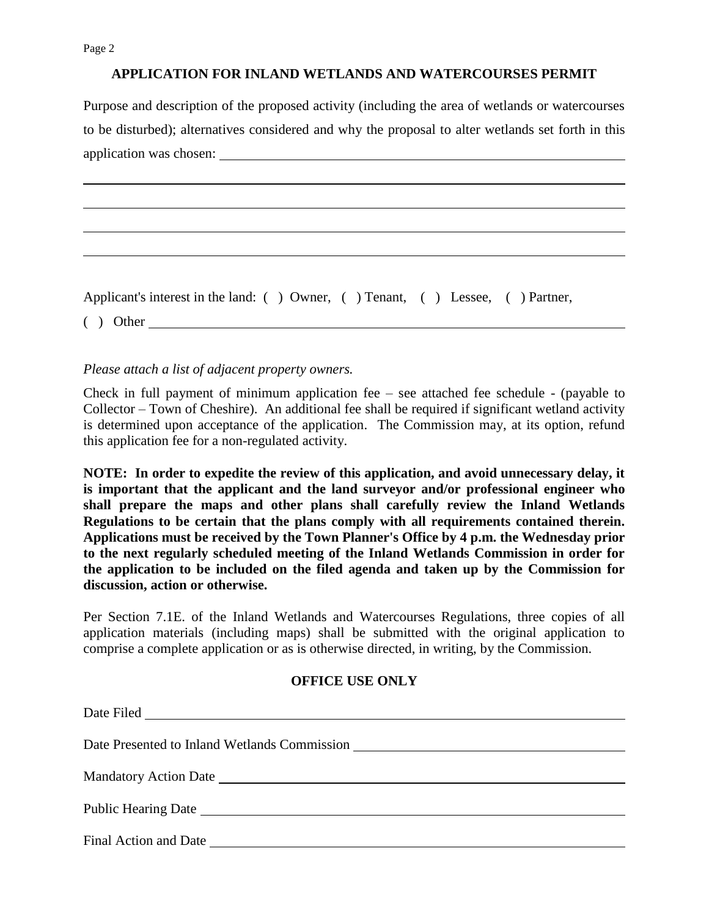## APPLICATION FOR INLAND WETLANDS AND WATERCOURSES PERMIT

Purpose and description of the proposed activity (including the area of wetlands or watercourses to be disturbed); alternatives considered and why the proposal to alter wetlands set forth in this application was chosen: ____________________________________________

____________________________________________

____________________________________________

____________________________________________

____________________________________________

Applicant's interest in the land: ( ) Owner, ( ) Tenant, ( ) Lessee, ( ) Partner,

( ) Other ____________________________________________

*Please attach a list of adjacent property owners.*

Check in full payment of minimum application fee – see attached fee schedule - (payable to Collector – Town of Cheshire). An additional fee shall be required if significant wetland activity is determined upon acceptance of the application. The Commission may, at its option, refund this application fee for a non-regulated activity.

**NOTE: In order to expedite the review of this application, and avoid unnecessary delay, it is important that the applicant and the land surveyor and/or professional engineer who shall prepare the maps and other plans shall carefully review the Inland Wetlands Regulations to be certain that the plans comply with all requirements contained therein. Applications must be received by the Town Planner's Office by 4 p.m. the Wednesday prior to the next regularly scheduled meeting of the Inland Wetlands Commission in order for the application to be included on the filed agenda and taken up by the Commission for discussion, action or otherwise.**

Per Section 7.1E. of the Inland Wetlands and Watercourses Regulations, three copies of all application materials (including maps) shall be submitted with the original application to comprise a complete application or as is otherwise directed, in writing, by the Commission.

### OFFICE USE ONLY

Date Filed ____________________________________________

Date Presented to Inland Wetlands Commission ____________________________________________

Mandatory Action Date ____________________________________________

Public Hearing Date ____________________________________________

Final Action and Date ____________________________________________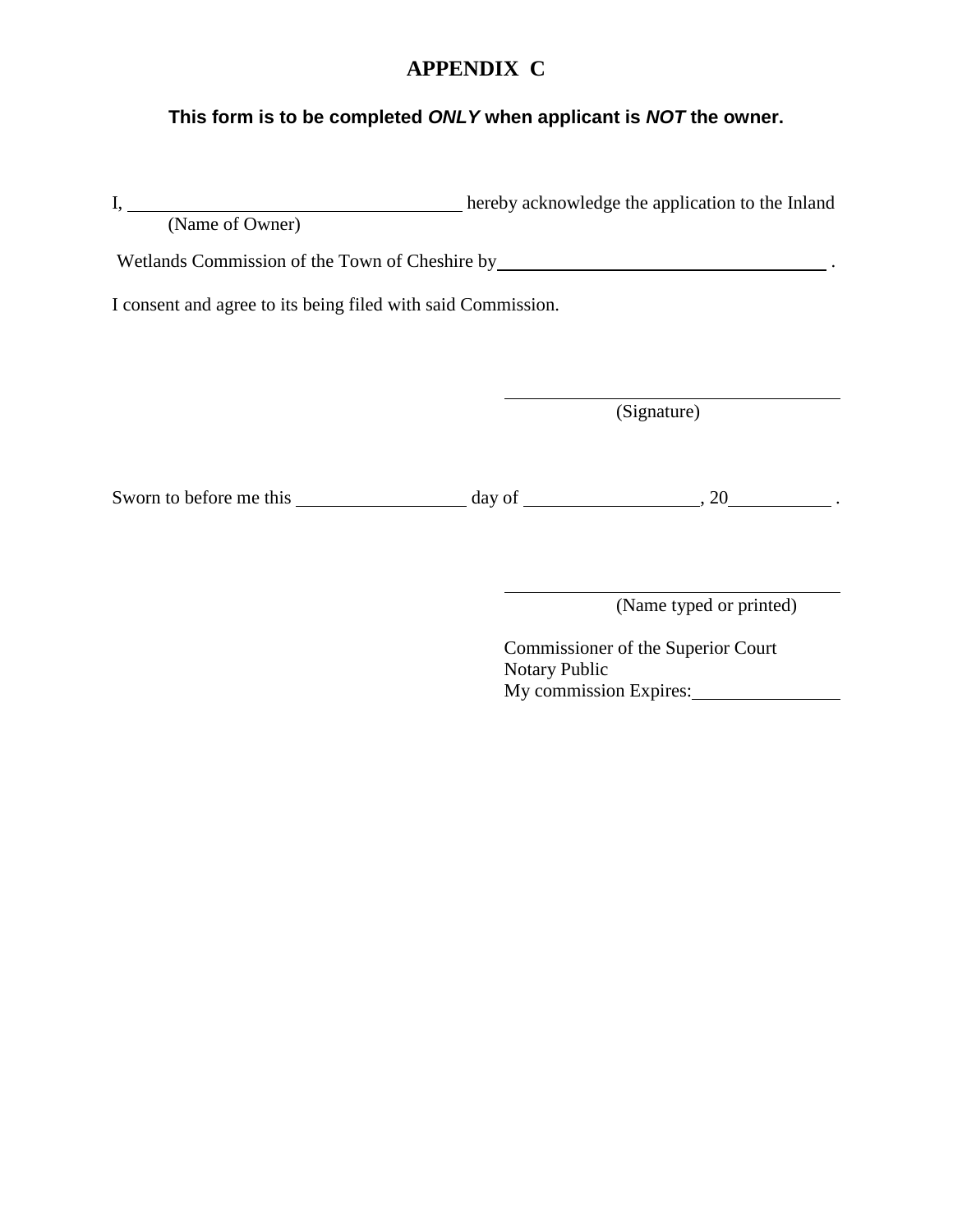# APPENDIX C

**This form is to be completed *ONLY* when applicant is *NOT* the owner.**

I, ___________________________________ hereby acknowledge the application to the Inland
(Name of Owner)

Wetlands Commission of the Town of Cheshire by___________________________________ .

I consent and agree to its being filed with said Commission.

___________________________________
(Signature)

Sworn to before me this __________________ day of __________________, 20__________ .

___________________________________
(Name typed or printed)

Commissioner of the Superior Court
Notary Public
My commission Expires:_______________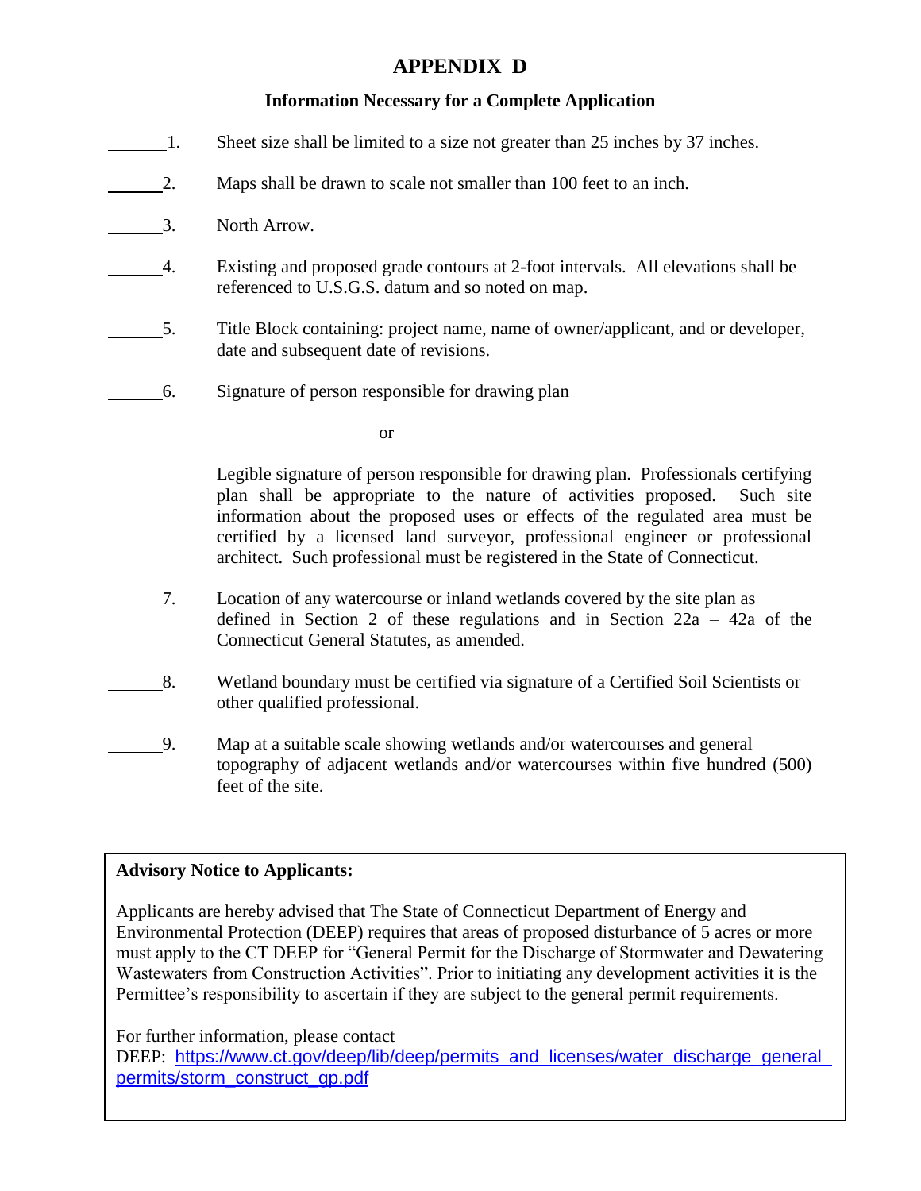# APPENDIX D

**Information Necessary for a Complete Application**

______1. Sheet size shall be limited to a size not greater than 25 inches by 37 inches.

______2. Maps shall be drawn to scale not smaller than 100 feet to an inch.

______3. North Arrow.

______4. Existing and proposed grade contours at 2-foot intervals. All elevations shall be referenced to U.S.G.S. datum and so noted on map.

______5. Title Block containing: project name, name of owner/applicant, and or developer, date and subsequent date of revisions.

______6. Signature of person responsible for drawing plan

or

Legible signature of person responsible for drawing plan. Professionals certifying plan shall be appropriate to the nature of activities proposed. Such site information about the proposed uses or effects of the regulated area must be certified by a licensed land surveyor, professional engineer or professional architect. Such professional must be registered in the State of Connecticut.

______7. Location of any watercourse or inland wetlands covered by the site plan as defined in Section 2 of these regulations and in Section 22a – 42a of the Connecticut General Statutes, as amended.

______8. Wetland boundary must be certified via signature of a Certified Soil Scientists or other qualified professional.

______9. Map at a suitable scale showing wetlands and/or watercourses and general topography of adjacent wetlands and/or watercourses within five hundred (500) feet of the site.

---

**Advisory Notice to Applicants:**

Applicants are hereby advised that The State of Connecticut Department of Energy and Environmental Protection (DEEP) requires that areas of proposed disturbance of 5 acres or more must apply to the CT DEEP for "General Permit for the Discharge of Stormwater and Dewatering Wastewaters from Construction Activities". Prior to initiating any development activities it is the Permittee's responsibility to ascertain if they are subject to the general permit requirements.

For further information, please contact
DEEP: https://www.ct.gov/deep/lib/deep/permits_and_licenses/water_discharge_general_permits/storm_construct_gp.pdf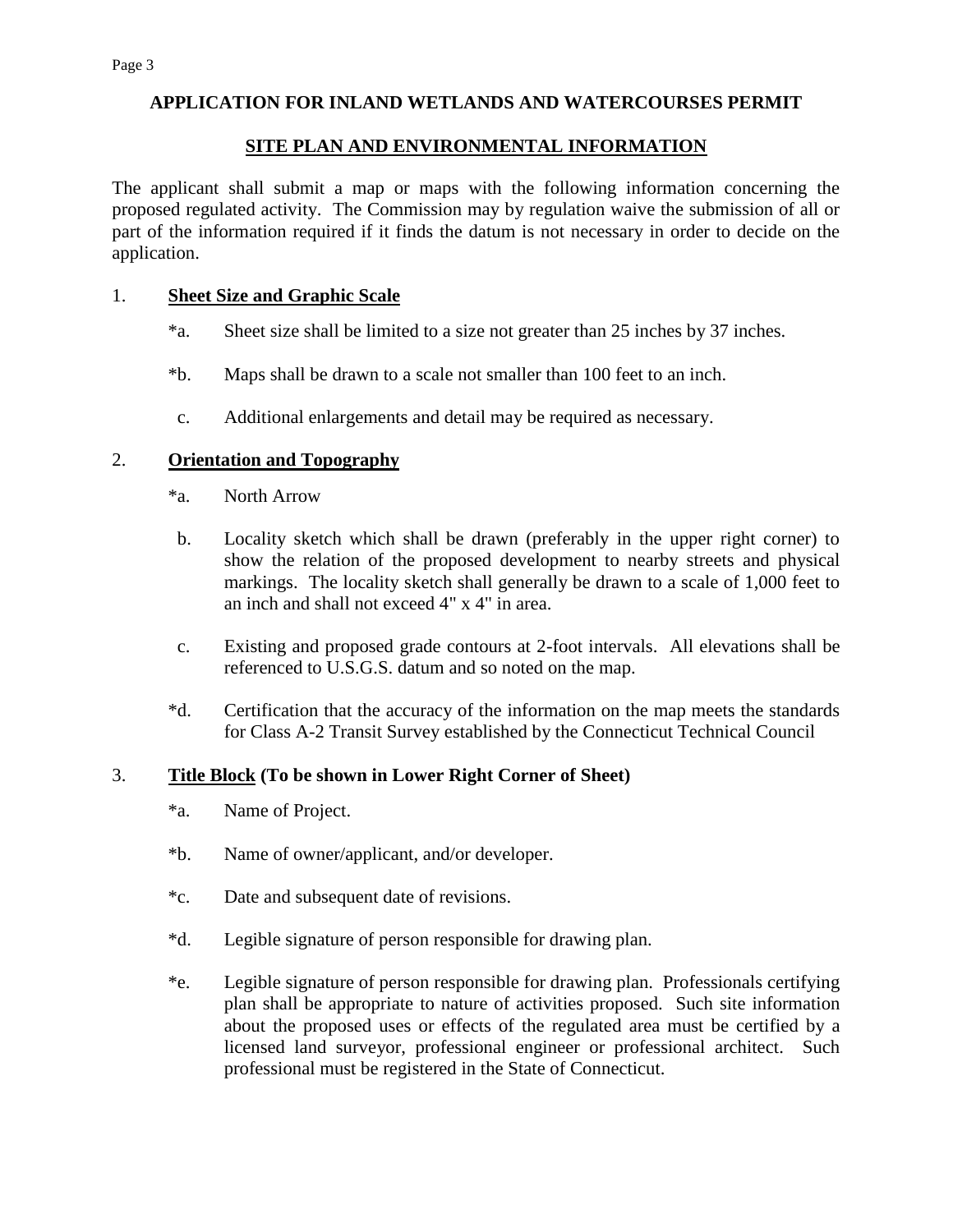## APPLICATION FOR INLAND WETLANDS AND WATERCOURSES PERMIT

## SITE PLAN AND ENVIRONMENTAL INFORMATION

The applicant shall submit a map or maps with the following information concerning the proposed regulated activity. The Commission may by regulation waive the submission of all or part of the information required if it finds the datum is not necessary in order to decide on the application.

1. **Sheet Size and Graphic Scale**

   *a. Sheet size shall be limited to a size not greater than 25 inches by 37 inches.

   *b. Maps shall be drawn to a scale not smaller than 100 feet to an inch.

   c. Additional enlargements and detail may be required as necessary.

2. **Orientation and Topography**

   *a. North Arrow

   b. Locality sketch which shall be drawn (preferably in the upper right corner) to show the relation of the proposed development to nearby streets and physical markings. The locality sketch shall generally be drawn to a scale of 1,000 feet to an inch and shall not exceed 4" x 4" in area.

   c. Existing and proposed grade contours at 2-foot intervals. All elevations shall be referenced to U.S.G.S. datum and so noted on the map.

   *d. Certification that the accuracy of the information on the map meets the standards for Class A-2 Transit Survey established by the Connecticut Technical Council

3. **Title Block (To be shown in Lower Right Corner of Sheet)**

   *a. Name of Project.

   *b. Name of owner/applicant, and/or developer.

   *c. Date and subsequent date of revisions.

   *d. Legible signature of person responsible for drawing plan.

   *e. Legible signature of person responsible for drawing plan. Professionals certifying plan shall be appropriate to nature of activities proposed. Such site information about the proposed uses or effects of the regulated area must be certified by a licensed land surveyor, professional engineer or professional architect. Such professional must be registered in the State of Connecticut.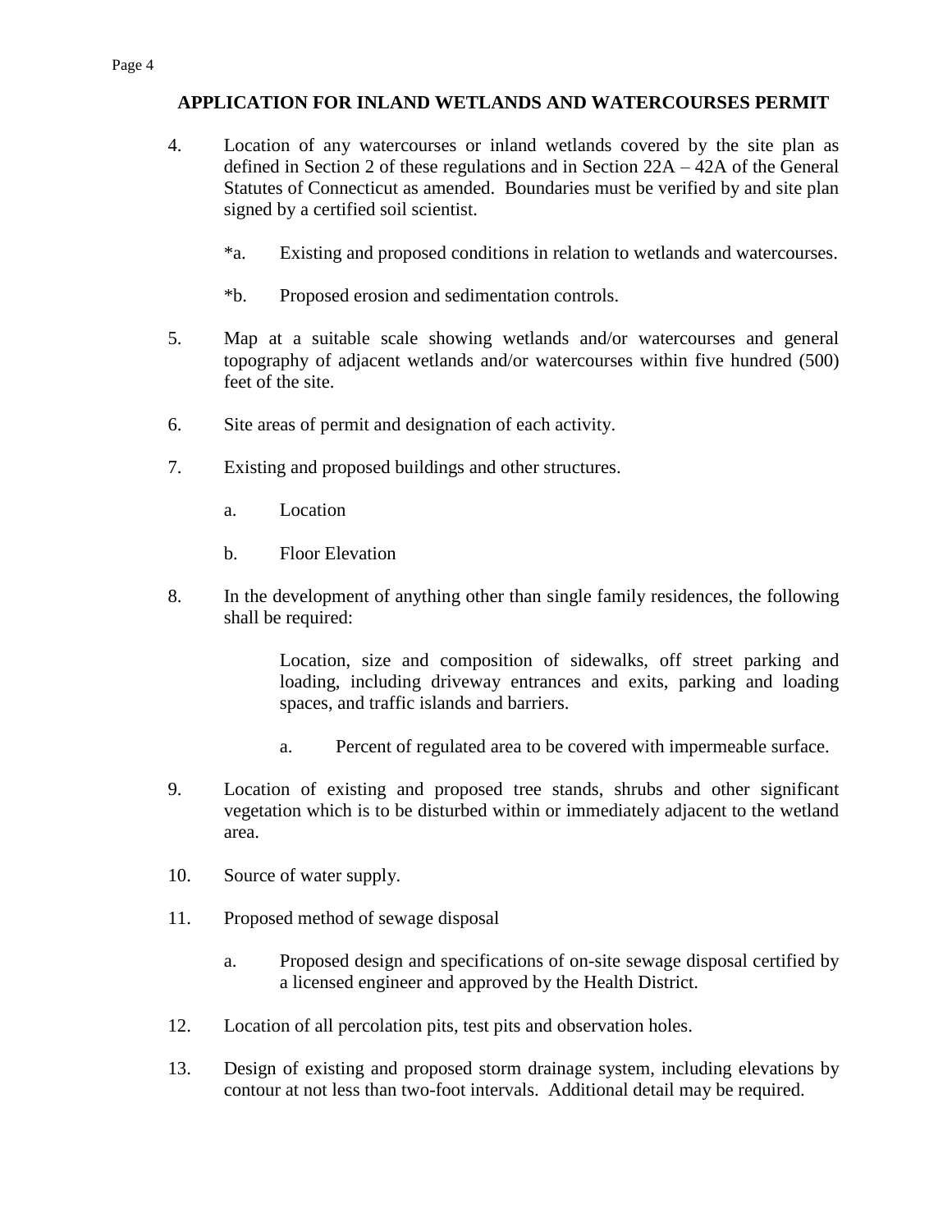## APPLICATION FOR INLAND WETLANDS AND WATERCOURSES PERMIT

4. Location of any watercourses or inland wetlands covered by the site plan as defined in Section 2 of these regulations and in Section 22A – 42A of the General Statutes of Connecticut as amended. Boundaries must be verified by and site plan signed by a certified soil scientist.

   *a. Existing and proposed conditions in relation to wetlands and watercourses.

   *b. Proposed erosion and sedimentation controls.

5. Map at a suitable scale showing wetlands and/or watercourses and general topography of adjacent wetlands and/or watercourses within five hundred (500) feet of the site.

6. Site areas of permit and designation of each activity.

7. Existing and proposed buildings and other structures.

   a. Location

   b. Floor Elevation

8. In the development of anything other than single family residences, the following shall be required:

   Location, size and composition of sidewalks, off street parking and loading, including driveway entrances and exits, parking and loading spaces, and traffic islands and barriers.

   a. Percent of regulated area to be covered with impermeable surface.

9. Location of existing and proposed tree stands, shrubs and other significant vegetation which is to be disturbed within or immediately adjacent to the wetland area.

10. Source of water supply.

11. Proposed method of sewage disposal

    a. Proposed design and specifications of on-site sewage disposal certified by a licensed engineer and approved by the Health District.

12. Location of all percolation pits, test pits and observation holes.

13. Design of existing and proposed storm drainage system, including elevations by contour at not less than two-foot intervals. Additional detail may be required.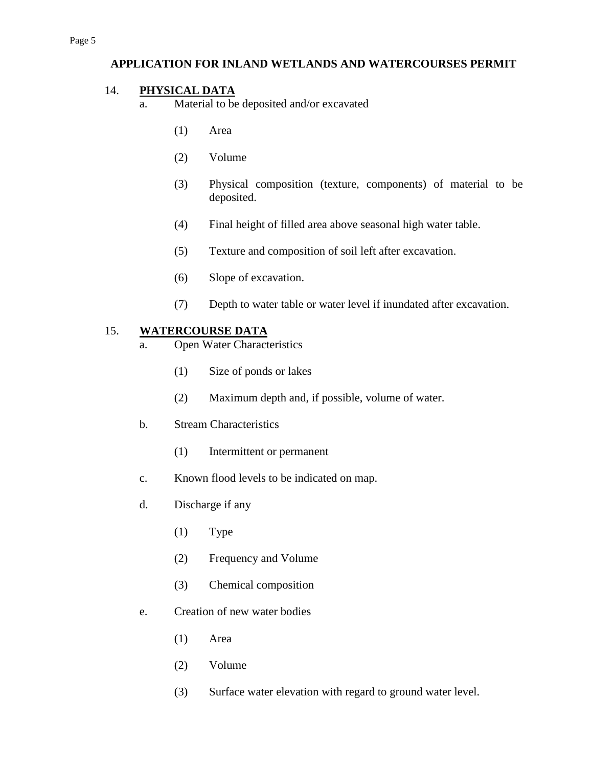## APPLICATION FOR INLAND WETLANDS AND WATERCOURSES PERMIT

### 14. PHYSICAL DATA

a. Material to be deposited and/or excavated

(1) Area

(2) Volume

(3) Physical composition (texture, components) of material to be deposited.

(4) Final height of filled area above seasonal high water table.

(5) Texture and composition of soil left after excavation.

(6) Slope of excavation.

(7) Depth to water table or water level if inundated after excavation.

### 15. WATERCOURSE DATA

a. Open Water Characteristics

(1) Size of ponds or lakes

(2) Maximum depth and, if possible, volume of water.

b. Stream Characteristics

(1) Intermittent or permanent

c. Known flood levels to be indicated on map.

d. Discharge if any

(1) Type

(2) Frequency and Volume

(3) Chemical composition

e. Creation of new water bodies

(1) Area

(2) Volume

(3) Surface water elevation with regard to ground water level.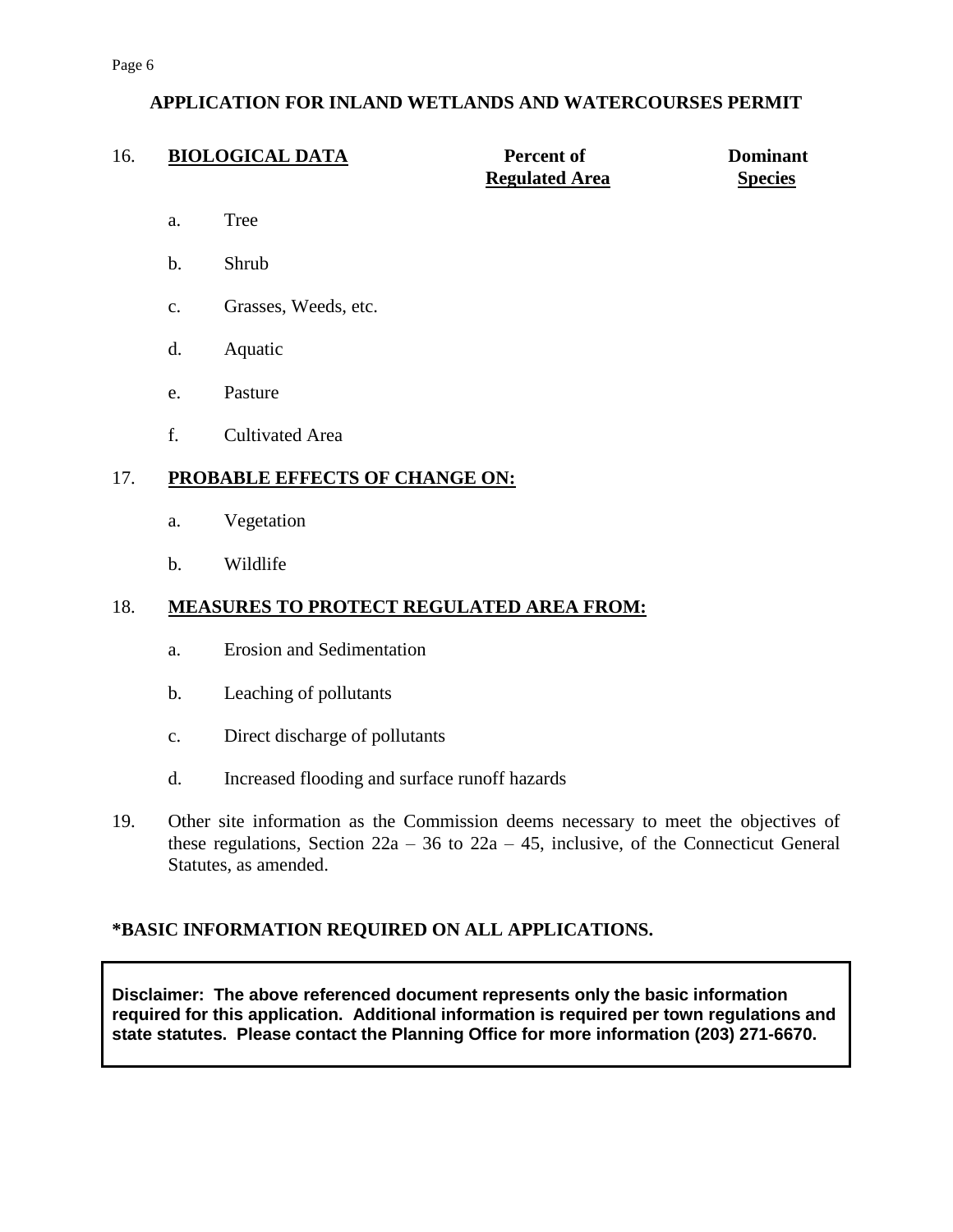## APPLICATION FOR INLAND WETLANDS AND WATERCOURSES PERMIT

| 16. **BIOLOGICAL DATA** | **Percent of Regulated Area** | **Dominant Species** |
|---|---|---|
| a. Tree | | |
| b. Shrub | | |
| c. Grasses, Weeds, etc. | | |
| d. Aquatic | | |
| e. Pasture | | |
| f. Cultivated Area | | |

17. **PROBABLE EFFECTS OF CHANGE ON:**

    a. Vegetation

    b. Wildlife

18. **MEASURES TO PROTECT REGULATED AREA FROM:**

    a. Erosion and Sedimentation

    b. Leaching of pollutants

    c. Direct discharge of pollutants

    d. Increased flooding and surface runoff hazards

19. Other site information as the Commission deems necessary to meet the objectives of these regulations, Section 22a – 36 to 22a – 45, inclusive, of the Connecticut General Statutes, as amended.

**\*BASIC INFORMATION REQUIRED ON ALL APPLICATIONS.**

**Disclaimer: The above referenced document represents only the basic information required for this application. Additional information is required per town regulations and state statutes. Please contact the Planning Office for more information (203) 271-6670.**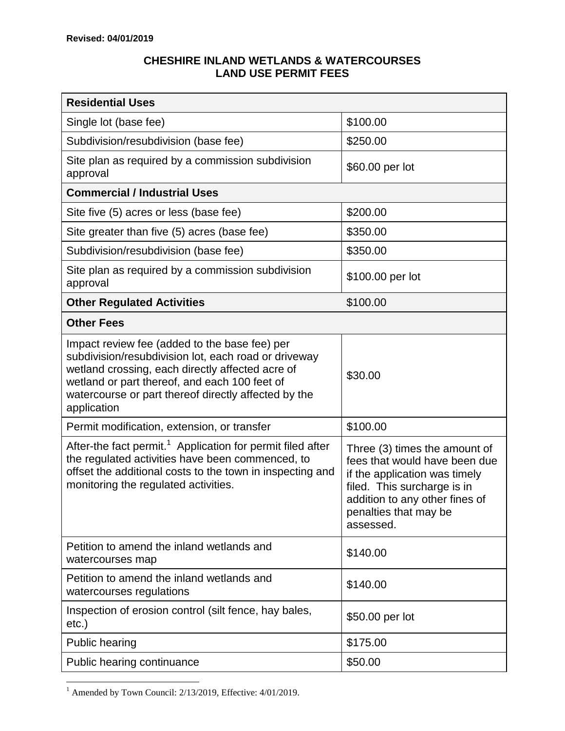**Revised: 04/01/2019**

# CHESHIRE INLAND WETLANDS & WATERCOURSES LAND USE PERMIT FEES

| **Residential Uses** | |
|---|---|
| Single lot (base fee) | $100.00 |
| Subdivision/resubdivision (base fee) | $250.00 |
| Site plan as required by a commission subdivision approval | $60.00 per lot |
| **Commercial / Industrial Uses** | |
| Site five (5) acres or less (base fee) | $200.00 |
| Site greater than five (5) acres (base fee) | $350.00 |
| Subdivision/resubdivision (base fee) | $350.00 |
| Site plan as required by a commission subdivision approval | $100.00 per lot |
| **Other Regulated Activities** | $100.00 |
| **Other Fees** | |
| Impact review fee (added to the base fee) per subdivision/resubdivision lot, each road or driveway wetland crossing, each directly affected acre of wetland or part thereof, and each 100 feet of watercourse or part thereof directly affected by the application | $30.00 |
| Permit modification, extension, or transfer | $100.00 |
| After-the fact permit.[1] Application for permit filed after the regulated activities have been commenced, to offset the additional costs to the town in inspecting and monitoring the regulated activities. | Three (3) times the amount of fees that would have been due if the application was timely filed. This surcharge is in addition to any other fines of penalties that may be assessed. |
| Petition to amend the inland wetlands and watercourses map | $140.00 |
| Petition to amend the inland wetlands and watercourses regulations | $140.00 |
| Inspection of erosion control (silt fence, hay bales, etc.) | $50.00 per lot |
| Public hearing | $175.00 |
| Public hearing continuance | $50.00 |

[1] Amended by Town Council: 2/13/2019, Effective: 4/01/2019.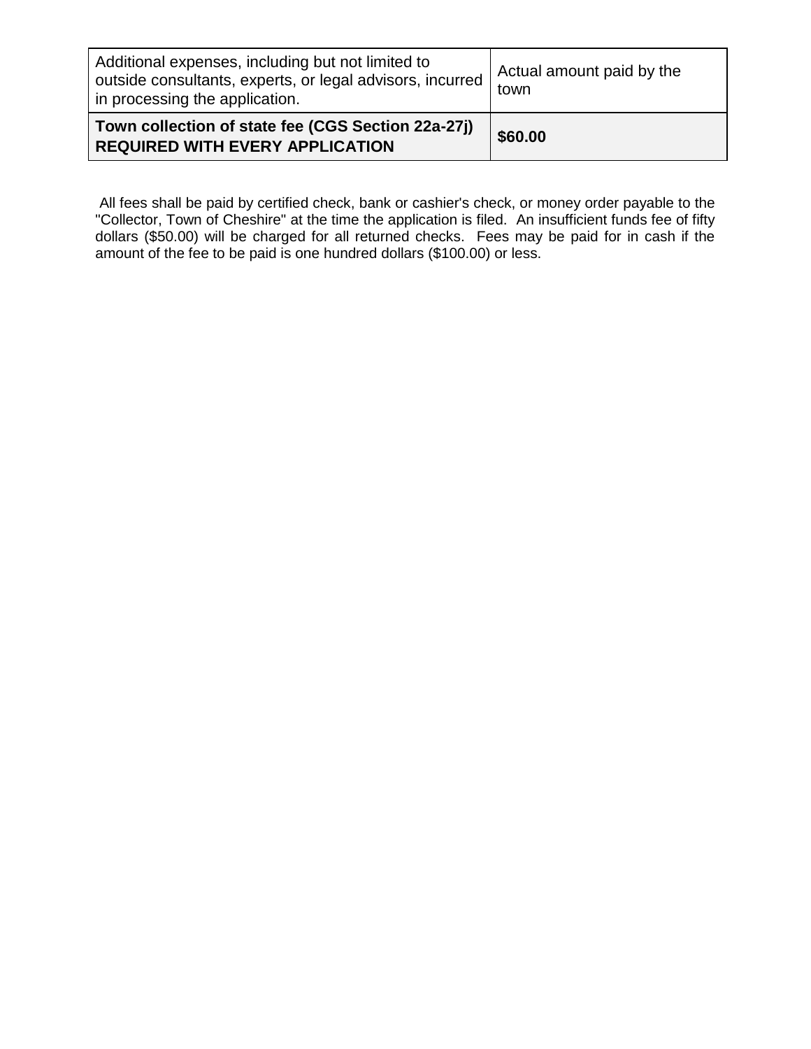| | |
|---|---|
| Additional expenses, including but not limited to outside consultants, experts, or legal advisors, incurred in processing the application. | Actual amount paid by the town |
| **Town collection of state fee (CGS Section 22a-27j) REQUIRED WITH EVERY APPLICATION** | **$60.00** |

All fees shall be paid by certified check, bank or cashier's check, or money order payable to the "Collector, Town of Cheshire" at the time the application is filed. An insufficient funds fee of fifty dollars ($50.00) will be charged for all returned checks. Fees may be paid for in cash if the amount of the fee to be paid is one hundred dollars ($100.00) or less.